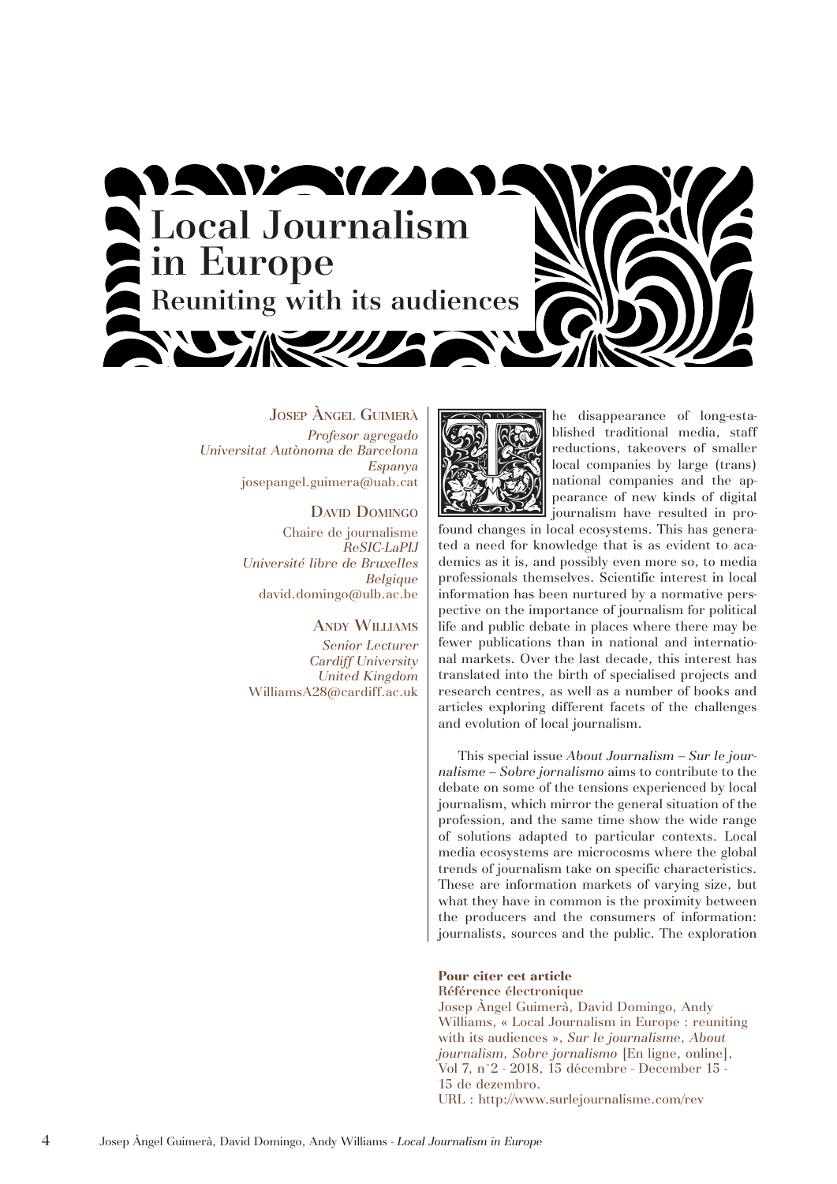# Local Journalism in Europe

## Reuniting with its audiences

**Josep Àngel Guimerà**
*Profesor agregado*
*Universitat Autònoma de Barcelona*
*Espanya*
josepangel.guimera@uab.cat

**David Domingo**
Chaire de journalisme
*ReSIC-LaPIJ*
*Université libre de Bruxelles*
*Belgique*
david.domingo@ulb.ac.be

**Andy Williams**
*Senior Lecturer*
*Cardiff University*
*United Kingdom*
WilliamsA28@cardiff.ac.uk

The disappearance of long-established traditional media, staff reductions, takeovers of smaller local companies by large (trans) national companies and the appearance of new kinds of digital journalism have resulted in profound changes in local ecosystems. This has generated a need for knowledge that is as evident to academics as it is, and possibly even more so, to media professionals themselves. Scientific interest in local information has been nurtured by a normative perspective on the importance of journalism for political life and public debate in places where there may be fewer publications than in national and international markets. Over the last decade, this interest has translated into the birth of specialised projects and research centres, as well as a number of books and articles exploring different facets of the challenges and evolution of local journalism.

This special issue *About Journalism – Sur le journalisme – Sobre jornalismo* aims to contribute to the debate on some of the tensions experienced by local journalism, which mirror the general situation of the profession, and the same time show the wide range of solutions adapted to particular contexts. Local media ecosystems are microcosms where the global trends of journalism take on specific characteristics. These are information markets of varying size, but what they have in common is the proximity between the producers and the consumers of information: journalists, sources and the public. The exploration

**Pour citer cet article**
**Référence électronique**
Josep Àngel Guimerà, David Domingo, Andy Williams, « Local Journalism in Europe : reuniting with its audiences », *Sur le journalisme, About journalism, Sobre jornalismo* [En ligne, online], Vol 7, n°2 - 2018, 15 décembre - December 15 - 15 de dezembro.
URL : http://www.surlejournalisme.com/rev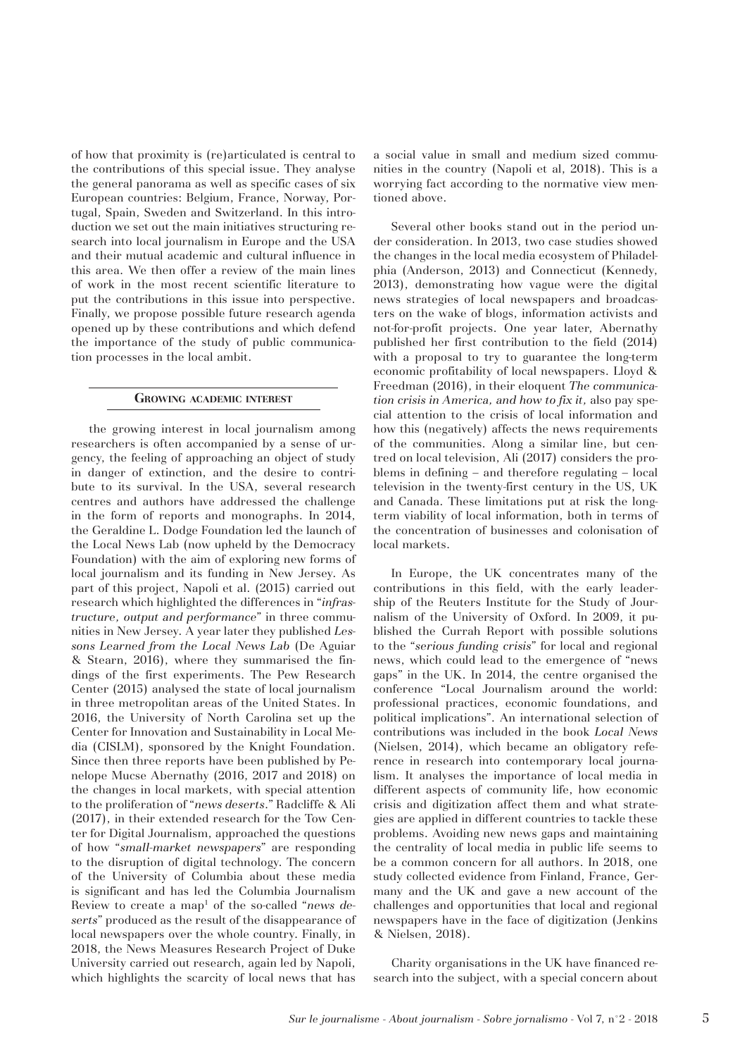of how that proximity is (re)articulated is central to the contributions of this special issue. They analyse the general panorama as well as specific cases of six European countries: Belgium, France, Norway, Portugal, Spain, Sweden and Switzerland. In this introduction we set out the main initiatives structuring research into local journalism in Europe and the USA and their mutual academic and cultural influence in this area. We then offer a review of the main lines of work in the most recent scientific literature to put the contributions in this issue into perspective. Finally, we propose possible future research agenda opened up by these contributions and which defend the importance of the study of public communication processes in the local ambit.

## Growing academic interest

the growing interest in local journalism among researchers is often accompanied by a sense of urgency, the feeling of approaching an object of study in danger of extinction, and the desire to contribute to its survival. In the USA, several research centres and authors have addressed the challenge in the form of reports and monographs. In 2014, the Geraldine L. Dodge Foundation led the launch of the Local News Lab (now upheld by the Democracy Foundation) with the aim of exploring new forms of local journalism and its funding in New Jersey. As part of this project, Napoli et al. (2015) carried out research which highlighted the differences in "*infrastructure, output and performance*" in three communities in New Jersey. A year later they published *Lessons Learned from the Local News Lab* (De Aguiar & Stearn, 2016), where they summarised the findings of the first experiments. The Pew Research Center (2015) analysed the state of local journalism in three metropolitan areas of the United States. In 2016, the University of North Carolina set up the Center for Innovation and Sustainability in Local Media (CISLM), sponsored by the Knight Foundation. Since then three reports have been published by Penelope Mucse Abernathy (2016, 2017 and 2018) on the changes in local markets, with special attention to the proliferation of "*news deserts*." Radcliffe & Ali (2017), in their extended research for the Tow Center for Digital Journalism, approached the questions of how "*small-market newspapers*" are responding to the disruption of digital technology. The concern of the University of Columbia about these media is significant and has led the Columbia Journalism Review to create a map[1] of the so-called "*news deserts*" produced as the result of the disappearance of local newspapers over the whole country. Finally, in 2018, the News Measures Research Project of Duke University carried out research, again led by Napoli, which highlights the scarcity of local news that has a social value in small and medium sized communities in the country (Napoli et al, 2018). This is a worrying fact according to the normative view mentioned above.

Several other books stand out in the period under consideration. In 2013, two case studies showed the changes in the local media ecosystem of Philadelphia (Anderson, 2013) and Connecticut (Kennedy, 2013), demonstrating how vague were the digital news strategies of local newspapers and broadcasters on the wake of blogs, information activists and not-for-profit projects. One year later, Abernathy published her first contribution to the field (2014) with a proposal to try to guarantee the long-term economic profitability of local newspapers. Lloyd & Freedman (2016), in their eloquent *The communication crisis in America, and how to fix it,* also pay special attention to the crisis of local information and how this (negatively) affects the news requirements of the communities. Along a similar line, but centred on local television, Ali (2017) considers the problems in defining – and therefore regulating – local television in the twenty-first century in the US, UK and Canada. These limitations put at risk the long-term viability of local information, both in terms of the concentration of businesses and colonisation of local markets.

In Europe, the UK concentrates many of the contributions in this field, with the early leadership of the Reuters Institute for the Study of Journalism of the University of Oxford. In 2009, it published the Currah Report with possible solutions to the "*serious funding crisis*" for local and regional news, which could lead to the emergence of "news gaps" in the UK. In 2014, the centre organised the conference "Local Journalism around the world: professional practices, economic foundations, and political implications". An international selection of contributions was included in the book *Local News* (Nielsen, 2014), which became an obligatory reference in research into contemporary local journalism. It analyses the importance of local media in different aspects of community life, how economic crisis and digitization affect them and what strategies are applied in different countries to tackle these problems. Avoiding new news gaps and maintaining the centrality of local media in public life seems to be a common concern for all authors. In 2018, one study collected evidence from Finland, France, Germany and the UK and gave a new account of the challenges and opportunities that local and regional newspapers have in the face of digitization (Jenkins & Nielsen, 2018).

Charity organisations in the UK have financed research into the subject, with a special concern about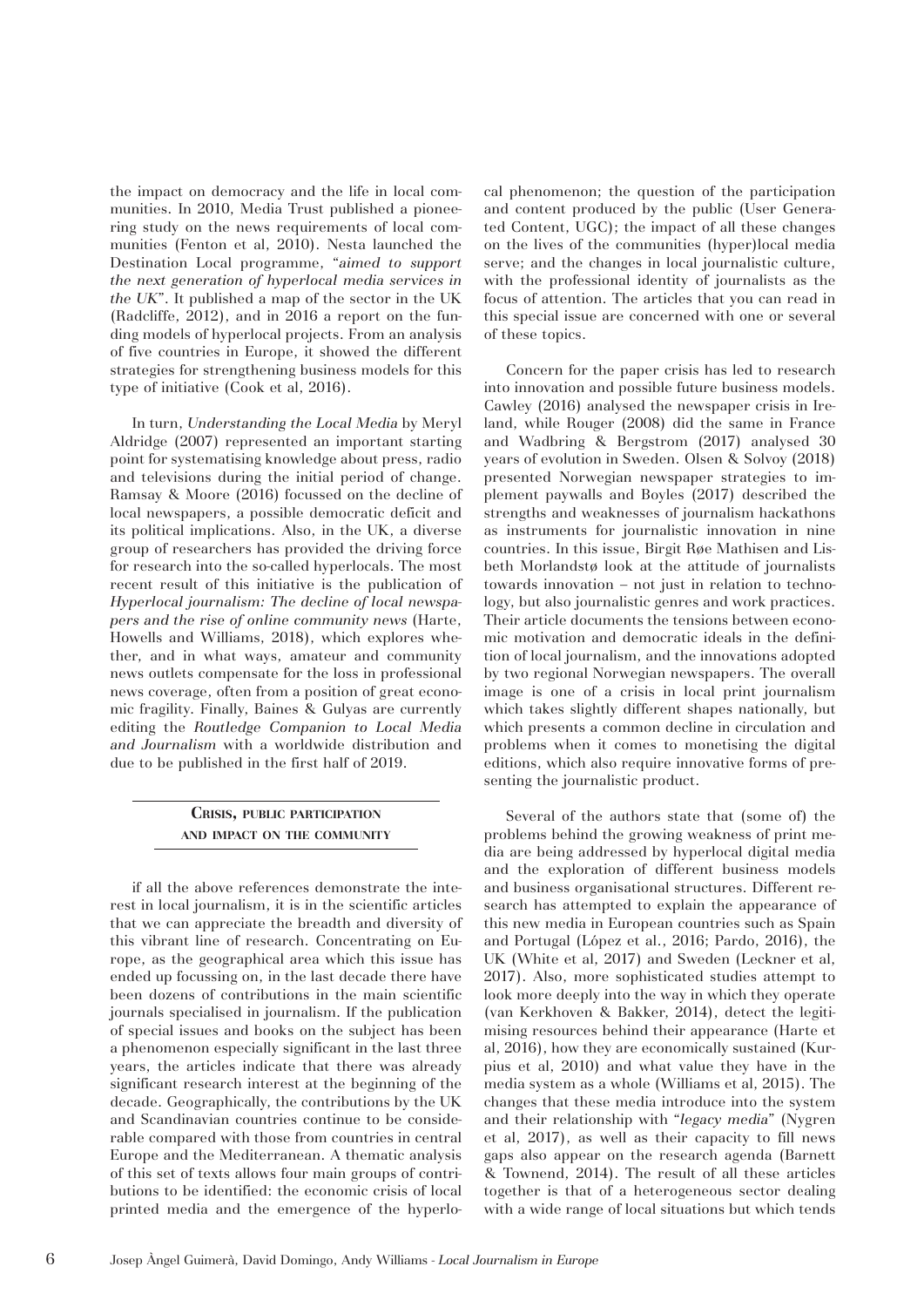the impact on democracy and the life in local communities. In 2010, Media Trust published a pioneering study on the news requirements of local communities (Fenton et al, 2010). Nesta launched the Destination Local programme, "*aimed to support the next generation of hyperlocal media services in the UK*". It published a map of the sector in the UK (Radcliffe, 2012), and in 2016 a report on the funding models of hyperlocal projects. From an analysis of five countries in Europe, it showed the different strategies for strengthening business models for this type of initiative (Cook et al, 2016).

In turn, *Understanding the Local Media* by Meryl Aldridge (2007) represented an important starting point for systematising knowledge about press, radio and televisions during the initial period of change. Ramsay & Moore (2016) focussed on the decline of local newspapers, a possible democratic deficit and its political implications. Also, in the UK, a diverse group of researchers has provided the driving force for research into the so-called hyperlocals. The most recent result of this initiative is the publication of *Hyperlocal journalism: The decline of local newspapers and the rise of online community news* (Harte, Howells and Williams, 2018), which explores whether, and in what ways, amateur and community news outlets compensate for the loss in professional news coverage, often from a position of great economic fragility. Finally, Baines & Gulyas are currently editing the *Routledge Companion to Local Media and Journalism* with a worldwide distribution and due to be published in the first half of 2019.

## Crisis, public participation and impact on the community

if all the above references demonstrate the interest in local journalism, it is in the scientific articles that we can appreciate the breadth and diversity of this vibrant line of research. Concentrating on Europe, as the geographical area which this issue has ended up focussing on, in the last decade there have been dozens of contributions in the main scientific journals specialised in journalism. If the publication of special issues and books on the subject has been a phenomenon especially significant in the last three years, the articles indicate that there was already significant research interest at the beginning of the decade. Geographically, the contributions by the UK and Scandinavian countries continue to be considerable compared with those from countries in central Europe and the Mediterranean. A thematic analysis of this set of texts allows four main groups of contributions to be identified: the economic crisis of local printed media and the emergence of the hyperlocal phenomenon; the question of the participation and content produced by the public (User Generated Content, UGC); the impact of all these changes on the lives of the communities (hyper)local media serve; and the changes in local journalistic culture, with the professional identity of journalists as the focus of attention. The articles that you can read in this special issue are concerned with one or several of these topics.

Concern for the paper crisis has led to research into innovation and possible future business models. Cawley (2016) analysed the newspaper crisis in Ireland, while Rouger (2008) did the same in France and Wadbring & Bergstrom (2017) analysed 30 years of evolution in Sweden. Olsen & Solvoy (2018) presented Norwegian newspaper strategies to implement paywalls and Boyles (2017) described the strengths and weaknesses of journalism hackathons as instruments for journalistic innovation in nine countries. In this issue, Birgit Røe Mathisen and Lisbeth Morlandstø look at the attitude of journalists towards innovation – not just in relation to technology, but also journalistic genres and work practices. Their article documents the tensions between economic motivation and democratic ideals in the definition of local journalism, and the innovations adopted by two regional Norwegian newspapers. The overall image is one of a crisis in local print journalism which takes slightly different shapes nationally, but which presents a common decline in circulation and problems when it comes to monetising the digital editions, which also require innovative forms of presenting the journalistic product.

Several of the authors state that (some of) the problems behind the growing weakness of print media are being addressed by hyperlocal digital media and the exploration of different business models and business organisational structures. Different research has attempted to explain the appearance of this new media in European countries such as Spain and Portugal (López et al., 2016; Pardo, 2016), the UK (White et al, 2017) and Sweden (Leckner et al, 2017). Also, more sophisticated studies attempt to look more deeply into the way in which they operate (van Kerkhoven & Bakker, 2014), detect the legitimising resources behind their appearance (Harte et al, 2016), how they are economically sustained (Kurpius et al, 2010) and what value they have in the media system as a whole (Williams et al, 2015). The changes that these media introduce into the system and their relationship with "*legacy media*" (Nygren et al, 2017), as well as their capacity to fill news gaps also appear on the research agenda (Barnett & Townend, 2014). The result of all these articles together is that of a heterogeneous sector dealing with a wide range of local situations but which tends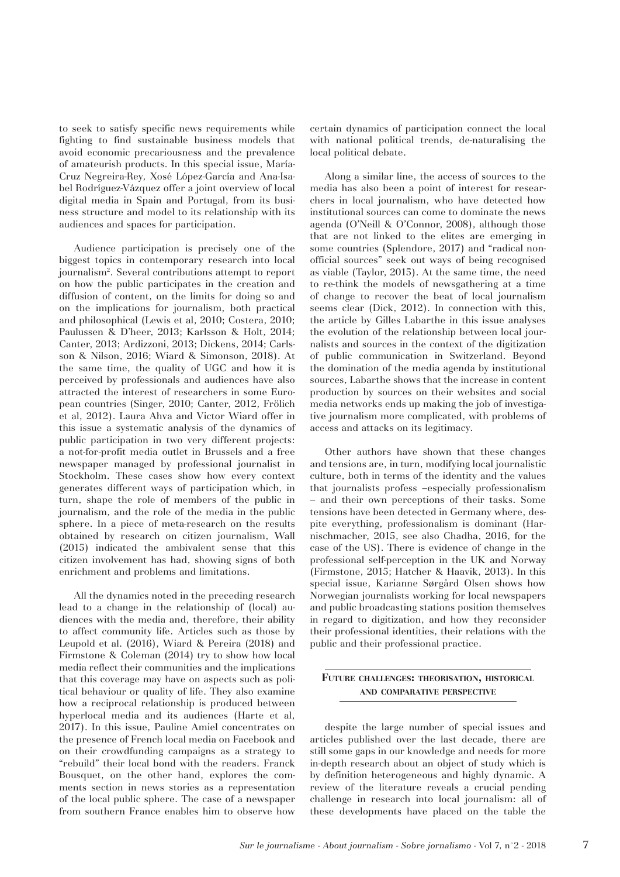to seek to satisfy specific news requirements while fighting to find sustainable business models that avoid economic precariousness and the prevalence of amateurish products. In this special issue, María-Cruz Negreira-Rey, Xosé López-García and Ana-Isabel Rodríguez-Vázquez offer a joint overview of local digital media in Spain and Portugal, from its business structure and model to its relationship with its audiences and spaces for participation.

Audience participation is precisely one of the biggest topics in contemporary research into local journalism[2]. Several contributions attempt to report on how the public participates in the creation and diffusion of content, on the limits for doing so and on the implications for journalism, both practical and philosophical (Lewis et al, 2010; Costera, 2010; Paulussen & D'heer, 2013; Karlsson & Holt, 2014; Canter, 2013; Ardizzoni, 2013; Dickens, 2014; Carlsson & Nilson, 2016; Wiard & Simonson, 2018). At the same time, the quality of UGC and how it is perceived by professionals and audiences have also attracted the interest of researchers in some European countries (Singer, 2010; Canter, 2012, Frölich et al, 2012). Laura Ahva and Victor Wiard offer in this issue a systematic analysis of the dynamics of public participation in two very different projects: a not-for-profit media outlet in Brussels and a free newspaper managed by professional journalist in Stockholm. These cases show how every context generates different ways of participation which, in turn, shape the role of members of the public in journalism, and the role of the media in the public sphere. In a piece of meta-research on the results obtained by research on citizen journalism, Wall (2015) indicated the ambivalent sense that this citizen involvement has had, showing signs of both enrichment and problems and limitations.

All the dynamics noted in the preceding research lead to a change in the relationship of (local) audiences with the media and, therefore, their ability to affect community life. Articles such as those by Leupold et al. (2016), Wiard & Pereira (2018) and Firmstone & Coleman (2014) try to show how local media reflect their communities and the implications that this coverage may have on aspects such as political behaviour or quality of life. They also examine how a reciprocal relationship is produced between hyperlocal media and its audiences (Harte et al, 2017). In this issue, Pauline Amiel concentrates on the presence of French local media on Facebook and on their crowdfunding campaigns as a strategy to "rebuild" their local bond with the readers. Franck Bousquet, on the other hand, explores the comments section in news stories as a representation of the local public sphere. The case of a newspaper from southern France enables him to observe how certain dynamics of participation connect the local with national political trends, de-naturalising the local political debate.

Along a similar line, the access of sources to the media has also been a point of interest for researchers in local journalism, who have detected how institutional sources can come to dominate the news agenda (O'Neill & O'Connor, 2008), although those that are not linked to the elites are emerging in some countries (Splendore, 2017) and "radical non-official sources" seek out ways of being recognised as viable (Taylor, 2015). At the same time, the need to re-think the models of newsgathering at a time of change to recover the beat of local journalism seems clear (Dick, 2012). In connection with this, the article by Gilles Labarthe in this issue analyses the evolution of the relationship between local journalists and sources in the context of the digitization of public communication in Switzerland. Beyond the domination of the media agenda by institutional sources, Labarthe shows that the increase in content production by sources on their websites and social media networks ends up making the job of investigative journalism more complicated, with problems of access and attacks on its legitimacy.

Other authors have shown that these changes and tensions are, in turn, modifying local journalistic culture, both in terms of the identity and the values that journalists profess –especially professionalism – and their own perceptions of their tasks. Some tensions have been detected in Germany where, despite everything, professionalism is dominant (Harnischmacher, 2015, see also Chadha, 2016, for the case of the US). There is evidence of change in the professional self-perception in the UK and Norway (Firmstone, 2015; Hatcher & Haavik, 2013). In this special issue, Karianne Sørgård Olsen shows how Norwegian journalists working for local newspapers and public broadcasting stations position themselves in regard to digitization, and how they reconsider their professional identities, their relations with the public and their professional practice.

## Future challenges: theorisation, historical and comparative perspective

despite the large number of special issues and articles published over the last decade, there are still some gaps in our knowledge and needs for more in-depth research about an object of study which is by definition heterogeneous and highly dynamic. A review of the literature reveals a crucial pending challenge in research into local journalism: all of these developments have placed on the table the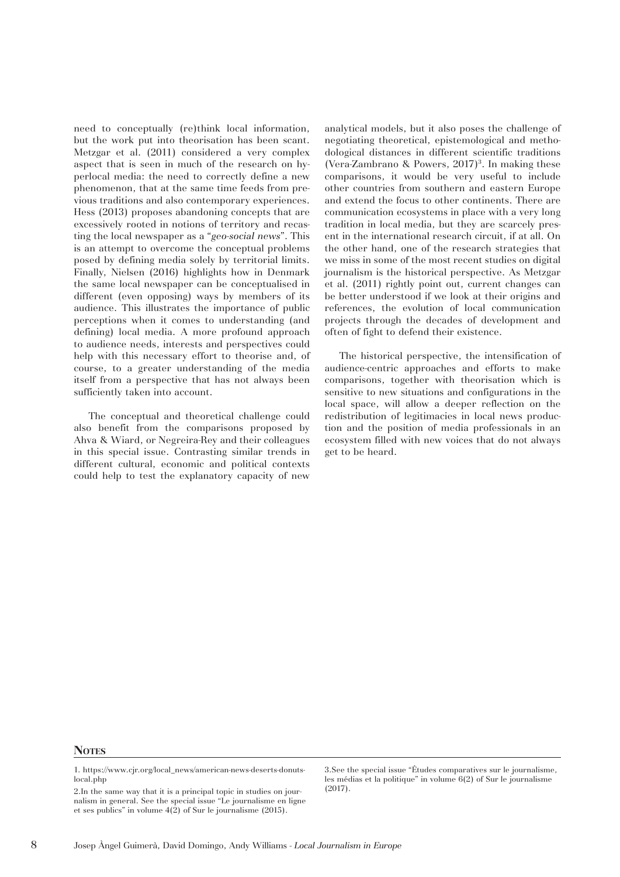need to conceptually (re)think local information, but the work put into theorisation has been scant. Metzgar et al. (2011) considered a very complex aspect that is seen in much of the research on hyperlocal media: the need to correctly define a new phenomenon, that at the same time feeds from previous traditions and also contemporary experiences. Hess (2013) proposes abandoning concepts that are excessively rooted in notions of territory and recasting the local newspaper as a "*geo-social news*". This is an attempt to overcome the conceptual problems posed by defining media solely by territorial limits. Finally, Nielsen (2016) highlights how in Denmark the same local newspaper can be conceptualised in different (even opposing) ways by members of its audience. This illustrates the importance of public perceptions when it comes to understanding (and defining) local media. A more profound approach to audience needs, interests and perspectives could help with this necessary effort to theorise and, of course, to a greater understanding of the media itself from a perspective that has not always been sufficiently taken into account.

The conceptual and theoretical challenge could also benefit from the comparisons proposed by Ahva & Wiard, or Negreira-Rey and their colleagues in this special issue. Contrasting similar trends in different cultural, economic and political contexts could help to test the explanatory capacity of new analytical models, but it also poses the challenge of negotiating theoretical, epistemological and methodological distances in different scientific traditions (Vera-Zambrano & Powers, 2017)[3]. In making these comparisons, it would be very useful to include other countries from southern and eastern Europe and extend the focus to other continents. There are communication ecosystems in place with a very long tradition in local media, but they are scarcely present in the international research circuit, if at all. On the other hand, one of the research strategies that we miss in some of the most recent studies on digital journalism is the historical perspective. As Metzgar et al. (2011) rightly point out, current changes can be better understood if we look at their origins and references, the evolution of local communication projects through the decades of development and often of fight to defend their existence.

The historical perspective, the intensification of audience-centric approaches and efforts to make comparisons, together with theorisation which is sensitive to new situations and configurations in the local space, will allow a deeper reflection on the redistribution of legitimacies in local news production and the position of media professionals in an ecosystem filled with new voices that do not always get to be heard.

## Notes

1. https://www.cjr.org/local_news/american-news-deserts-donuts-local.php

2. In the same way that it is a principal topic in studies on journalism in general. See the special issue "Le journalisme en ligne et ses publics" in volume 4(2) of Sur le journalisme (2015).

3. See the special issue "Études comparatives sur le journalisme, les médias et la politique" in volume 6(2) of Sur le journalisme (2017).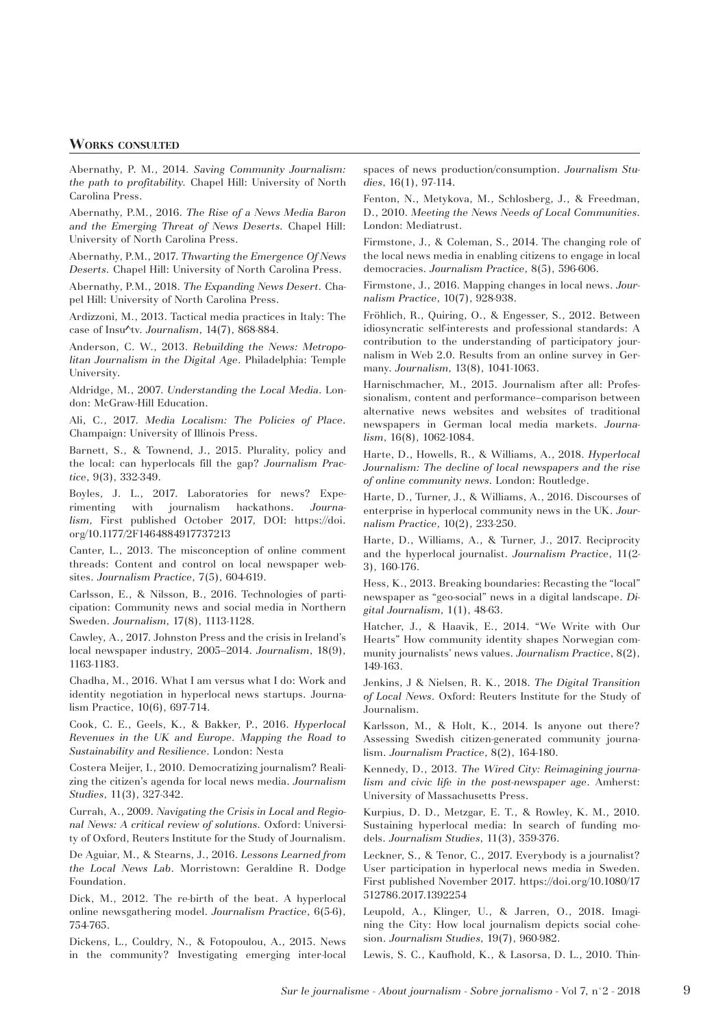## Works consulted

Abernathy, P. M., 2014. *Saving Community Journalism: the path to profitability*. Chapel Hill: University of North Carolina Press.

Abernathy, P.M., 2016. *The Rise of a News Media Baron and the Emerging Threat of News Deserts*. Chapel Hill: University of North Carolina Press.

Abernathy, P.M., 2017. *Thwarting the Emergence Of News Deserts*. Chapel Hill: University of North Carolina Press.

Abernathy, P.M., 2018. *The Expanding News Desert*. Chapel Hill: University of North Carolina Press.

Ardizzoni, M., 2013. Tactical media practices in Italy: The case of Insu^tv. *Journalism*, 14(7), 868-884.

Anderson, C. W., 2013. *Rebuilding the News: Metropolitan Journalism in the Digital Age*. Philadelphia: Temple University.

Aldridge, M., 2007. *Understanding the Local Media*. London: McGraw-Hill Education.

Ali, C., 2017. *Media Localism: The Policies of Place*. Champaign: University of Illinois Press.

Barnett, S., & Townend, J., 2015. Plurality, policy and the local: can hyperlocals fill the gap? *Journalism Practice*, 9(3), 332-349.

Boyles, J. L., 2017. Laboratories for news? Experimenting with journalism hackathons. *Journalism*, First published October 2017, DOI: https://doi.org/10.1177/2F1464884917737213

Canter, L., 2013. The misconception of online comment threads: Content and control on local newspaper websites. *Journalism Practice*, 7(5), 604-619.

Carlsson, E., & Nilsson, B., 2016. Technologies of participation: Community news and social media in Northern Sweden. *Journalism*, 17(8), 1113-1128.

Cawley, A., 2017. Johnston Press and the crisis in Ireland's local newspaper industry, 2005–2014. *Journalism*, 18(9), 1163-1183.

Chadha, M., 2016. What I am versus what I do: Work and identity negotiation in hyperlocal news startups. Journalism Practice, 10(6), 697-714.

Cook, C. E., Geels, K., & Bakker, P., 2016. *Hyperlocal Revenues in the UK and Europe. Mapping the Road to Sustainability and Resilience*. London: Nesta

Costera Meijer, I., 2010. Democratizing journalism? Realizing the citizen's agenda for local news media. *Journalism Studies*, 11(3), 327-342.

Currah, A., 2009. *Navigating the Crisis in Local and Regional News: A critical review of solutions*. Oxford: University of Oxford, Reuters Institute for the Study of Journalism.

De Aguiar, M., & Stearns, J., 2016. *Lessons Learned from the Local News Lab*. Morristown: Geraldine R. Dodge Foundation.

Dick, M., 2012. The re-birth of the beat. A hyperlocal online newsgathering model. *Journalism Practice*, 6(5-6), 754-765.

Dickens, L., Couldry, N., & Fotopoulou, A., 2015. News in the community? Investigating emerging inter-local spaces of news production/consumption. *Journalism Studies*, 16(1), 97-114.

Fenton, N., Metykova, M., Schlosberg, J., & Freedman, D., 2010. *Meeting the News Needs of Local Communities*. London: Mediatrust.

Firmstone, J., & Coleman, S., 2014. The changing role of the local news media in enabling citizens to engage in local democracies. *Journalism Practice*, 8(5), 596-606.

Firmstone, J., 2016. Mapping changes in local news. *Journalism Practice*, 10(7), 928-938.

Fröhlich, R., Quiring, O., & Engesser, S., 2012. Between idiosyncratic self-interests and professional standards: A contribution to the understanding of participatory journalism in Web 2.0. Results from an online survey in Germany. *Journalism*, 13(8), 1041-1063.

Harnischmacher, M., 2015. Journalism after all: Professionalism, content and performance–comparison between alternative news websites and websites of traditional newspapers in German local media markets. *Journalism*, 16(8), 1062-1084.

Harte, D., Howells, R., & Williams, A., 2018. *Hyperlocal Journalism: The decline of local newspapers and the rise of online community news*. London: Routledge.

Harte, D., Turner, J., & Williams, A., 2016. Discourses of enterprise in hyperlocal community news in the UK. *Journalism Practice*, 10(2), 233-250.

Harte, D., Williams, A., & Turner, J., 2017. Reciprocity and the hyperlocal journalist. *Journalism Practice*, 11(2-3), 160-176.

Hess, K., 2013. Breaking boundaries: Recasting the "local" newspaper as "geo-social" news in a digital landscape. *Digital Journalism*, 1(1), 48-63.

Hatcher, J., & Haavik, E., 2014. "We Write with Our Hearts" How community identity shapes Norwegian community journalists' news values. *Journalism Practice*, 8(2), 149-163.

Jenkins, J & Nielsen, R. K., 2018. *The Digital Transition of Local News*. Oxford: Reuters Institute for the Study of Journalism.

Karlsson, M., & Holt, K., 2014. Is anyone out there? Assessing Swedish citizen-generated community journalism. *Journalism Practice*, 8(2), 164-180.

Kennedy, D., 2013. *The Wired City: Reimagining journalism and civic life in the post-newspaper age*. Amherst: University of Massachusetts Press.

Kurpius, D. D., Metzgar, E. T., & Rowley, K. M., 2010. Sustaining hyperlocal media: In search of funding models. *Journalism Studies*, 11(3), 359-376.

Leckner, S., & Tenor, C., 2017. Everybody is a journalist? User participation in hyperlocal news media in Sweden. First published November 2017. https://doi.org/10.1080/17512786.2017.1392254

Leupold, A., Klinger, U., & Jarren, O., 2018. Imagining the City: How local journalism depicts social cohesion. *Journalism Studies*, 19(7), 960-982.

Lewis, S. C., Kaufhold, K., & Lasorsa, D. L., 2010. Thin-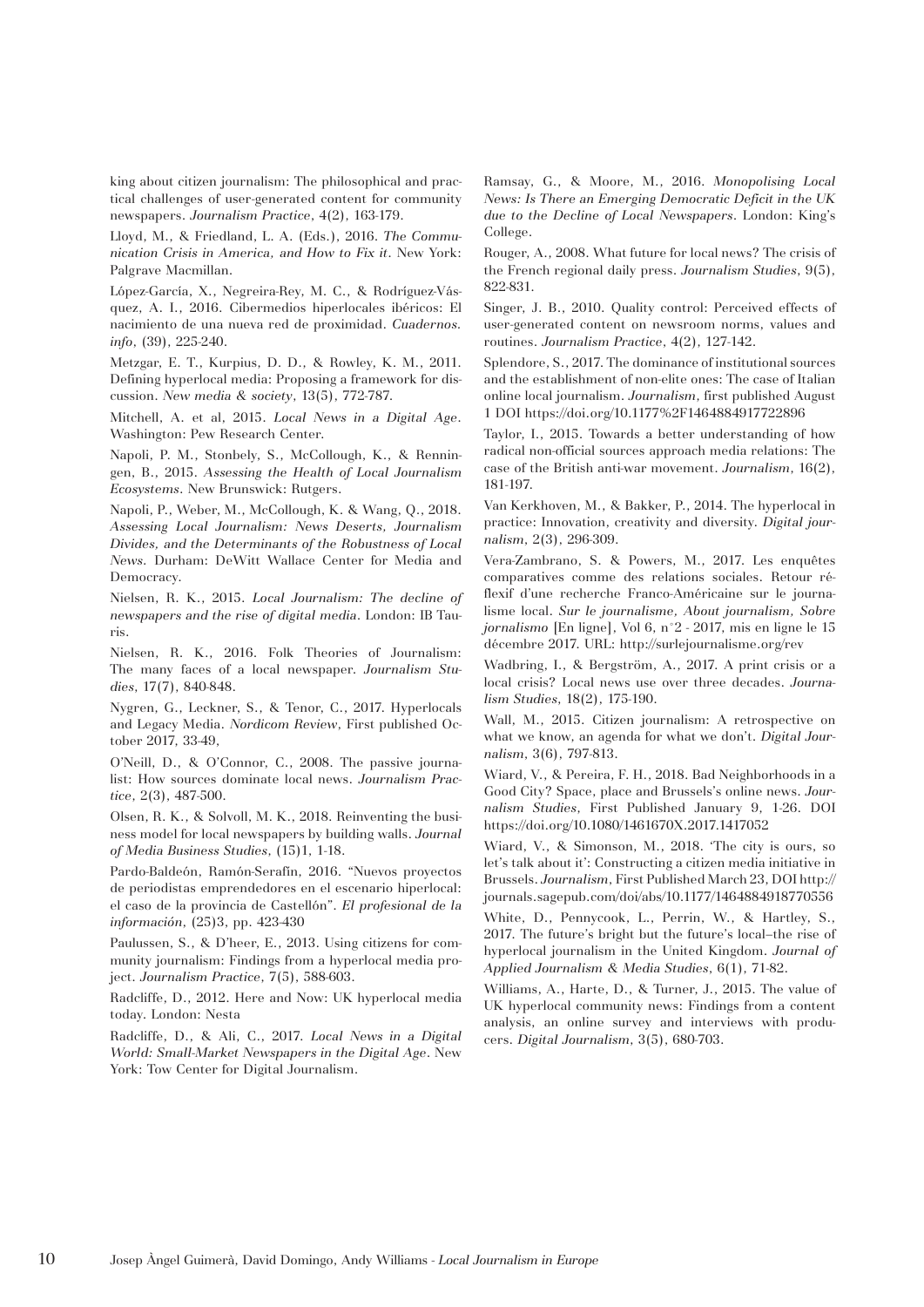king about citizen journalism: The philosophical and practical challenges of user-generated content for community newspapers. *Journalism Practice*, 4(2), 163-179.

Lloyd, M., & Friedland, L. A. (Eds.), 2016. *The Communication Crisis in America, and How to Fix it*. New York: Palgrave Macmillan.

López-García, X., Negreira-Rey, M. C., & Rodríguez-Vásquez, A. I., 2016. Cibermedios hiperlocales ibéricos: El nacimiento de una nueva red de proximidad. *Cuadernos. info*, (39), 225-240.

Metzgar, E. T., Kurpius, D. D., & Rowley, K. M., 2011. Defining hyperlocal media: Proposing a framework for discussion. *New media & society*, 13(5), 772-787.

Mitchell, A. et al, 2015. *Local News in a Digital Age*. Washington: Pew Research Center.

Napoli, P. M., Stonbely, S., McCollough, K., & Renningen, B., 2015. *Assessing the Health of Local Journalism Ecosystems*. New Brunswick: Rutgers.

Napoli, P., Weber, M., McCollough, K. & Wang, Q., 2018. *Assessing Local Journalism: News Deserts, Journalism Divides, and the Determinants of the Robustness of Local News*. Durham: DeWitt Wallace Center for Media and Democracy.

Nielsen, R. K., 2015. *Local Journalism: The decline of newspapers and the rise of digital media*. London: IB Tauris.

Nielsen, R. K., 2016. Folk Theories of Journalism: The many faces of a local newspaper. *Journalism Studies*, 17(7), 840-848.

Nygren, G., Leckner, S., & Tenor, C., 2017. Hyperlocals and Legacy Media. *Nordicom Review*, First published October 2017, 33-49,

O'Neill, D., & O'Connor, C., 2008. The passive journalist: How sources dominate local news. *Journalism Practice*, 2(3), 487-500.

Olsen, R. K., & Solvoll, M. K., 2018. Reinventing the business model for local newspapers by building walls. *Journal of Media Business Studies*, (15)1, 1-18.

Pardo-Baldeón, Ramón-Serafín, 2016. "Nuevos proyectos de periodistas emprendedores en el escenario hiperlocal: el caso de la provincia de Castellón". *El profesional de la información*, (25)3, pp. 423-430

Paulussen, S., & D'heer, E., 2013. Using citizens for community journalism: Findings from a hyperlocal media project. *Journalism Practice*, 7(5), 588-603.

Radcliffe, D., 2012. Here and Now: UK hyperlocal media today. London: Nesta

Radcliffe, D., & Ali, C., 2017. *Local News in a Digital World: Small-Market Newspapers in the Digital Age*. New York: Tow Center for Digital Journalism.

Ramsay, G., & Moore, M., 2016. *Monopolising Local News: Is There an Emerging Democratic Deficit in the UK due to the Decline of Local Newspapers*. London: King's College.

Rouger, A., 2008. What future for local news? The crisis of the French regional daily press. *Journalism Studies*, 9(5), 822-831.

Singer, J. B., 2010. Quality control: Perceived effects of user-generated content on newsroom norms, values and routines. *Journalism Practice*, 4(2), 127-142.

Splendore, S., 2017. The dominance of institutional sources and the establishment of non-elite ones: The case of Italian online local journalism. *Journalism*, first published August 1 DOI https://doi.org/10.1177%2F1464884917722896

Taylor, I., 2015. Towards a better understanding of how radical non-official sources approach media relations: The case of the British anti-war movement. *Journalism*, 16(2), 181-197.

Van Kerkhoven, M., & Bakker, P., 2014. The hyperlocal in practice: Innovation, creativity and diversity. *Digital journalism*, 2(3), 296-309.

Vera-Zambrano, S. & Powers, M., 2017. Les enquêtes comparatives comme des relations sociales. Retour réflexif d'une recherche Franco-Américaine sur le journalisme local. *Sur le journalisme, About journalism, Sobre jornalismo* [En ligne], Vol 6, n°2 - 2017, mis en ligne le 15 décembre 2017. URL: http://surlejournalisme.org/rev

Wadbring, I., & Bergström, A., 2017. A print crisis or a local crisis? Local news use over three decades. *Journalism Studies*, 18(2), 175-190.

Wall, M., 2015. Citizen journalism: A retrospective on what we know, an agenda for what we don't. *Digital Journalism*, 3(6), 797-813.

Wiard, V., & Pereira, F. H., 2018. Bad Neighborhoods in a Good City? Space, place and Brussels's online news. *Journalism Studies*, First Published January 9, 1-26. DOI https://doi.org/10.1080/1461670X.2017.1417052

Wiard, V., & Simonson, M., 2018. 'The city is ours, so let's talk about it': Constructing a citizen media initiative in Brussels. *Journalism*, First Published March 23, DOI http://journals.sagepub.com/doi/abs/10.1177/1464884918770556

White, D., Pennycook, L., Perrin, W., & Hartley, S., 2017. The future's bright but the future's local–the rise of hyperlocal journalism in the United Kingdom. *Journal of Applied Journalism & Media Studies*, 6(1), 71-82.

Williams, A., Harte, D., & Turner, J., 2015. The value of UK hyperlocal community news: Findings from a content analysis, an online survey and interviews with producers. *Digital Journalism*, 3(5), 680-703.